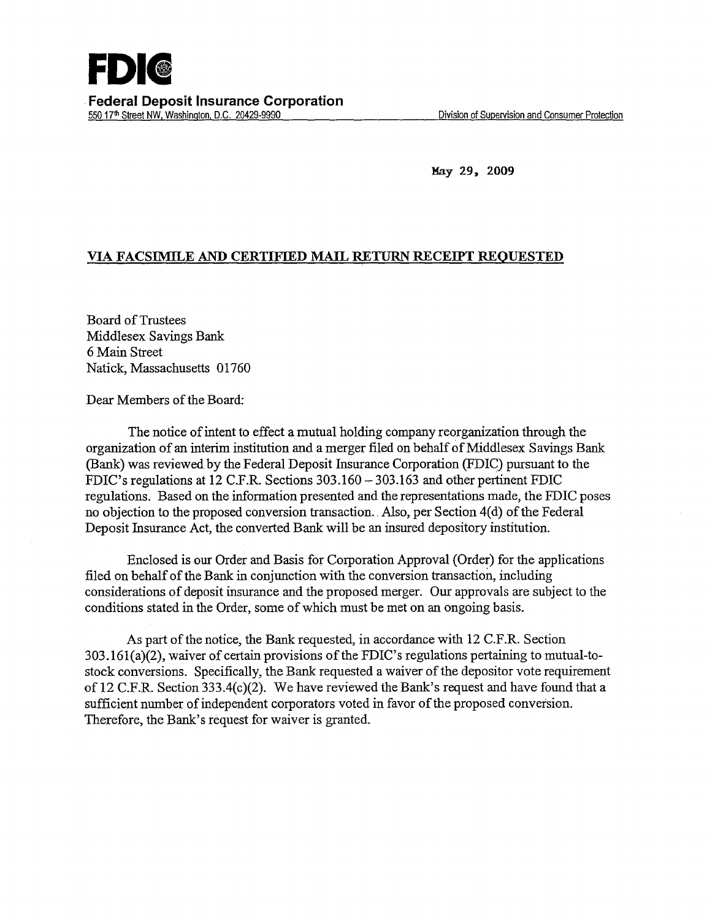**FDIC**

**Federal Deposit Insurance Corporation**
550 17th Street NW, Washington, D.C. 20429-9990 Division of Supervision and Consumer Protection

May 29, 2009

**VIA FACSIMILE AND CERTIFIED MAIL RETURN RECEIPT REQUESTED**

Board of Trustees
Middlesex Savings Bank
6 Main Street
Natick, Massachusetts 01760

Dear Members of the Board:

The notice of intent to effect a mutual holding company reorganization through the organization of an interim institution and a merger filed on behalf of Middlesex Savings Bank (Bank) was reviewed by the Federal Deposit Insurance Corporation (FDIC) pursuant to the FDIC's regulations at 12 C.F.R. Sections 303.160 – 303.163 and other pertinent FDIC regulations. Based on the information presented and the representations made, the FDIC poses no objection to the proposed conversion transaction. Also, per Section 4(d) of the Federal Deposit Insurance Act, the converted Bank will be an insured depository institution.

Enclosed is our Order and Basis for Corporation Approval (Order) for the applications filed on behalf of the Bank in conjunction with the conversion transaction, including considerations of deposit insurance and the proposed merger. Our approvals are subject to the conditions stated in the Order, some of which must be met on an ongoing basis.

As part of the notice, the Bank requested, in accordance with 12 C.F.R. Section 303.161(a)(2), waiver of certain provisions of the FDIC's regulations pertaining to mutual-to-stock conversions. Specifically, the Bank requested a waiver of the depositor vote requirement of 12 C.F.R. Section 333.4(c)(2). We have reviewed the Bank's request and have found that a sufficient number of independent corporators voted in favor of the proposed conversion. Therefore, the Bank's request for waiver is granted.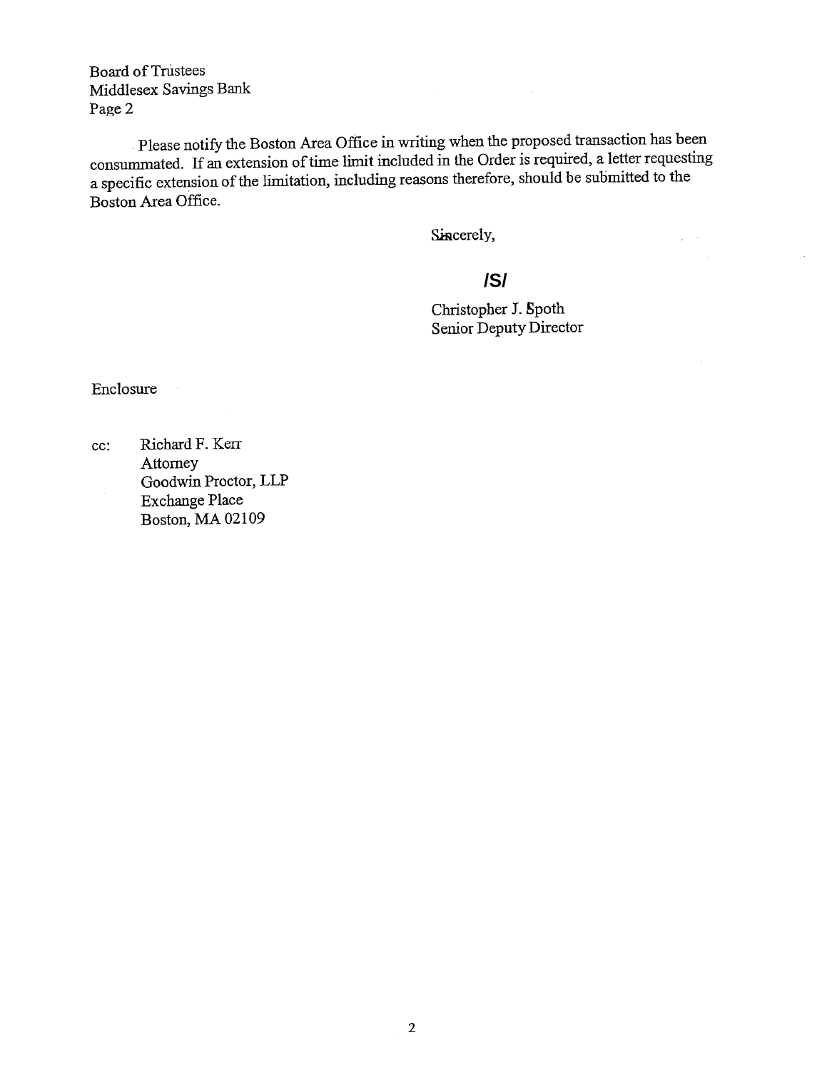Board of Trustees
Middlesex Savings Bank
Page 2

Please notify the Boston Area Office in writing when the proposed transaction has been consummated. If an extension of time limit included in the Order is required, a letter requesting a specific extension of the limitation, including reasons therefore, should be submitted to the Boston Area Office.

Sincerely,

**/S/**

Christopher J. Spoth
Senior Deputy Director

Enclosure

cc: Richard F. Kerr
Attorney
Goodwin Proctor, LLP
Exchange Place
Boston, MA 02109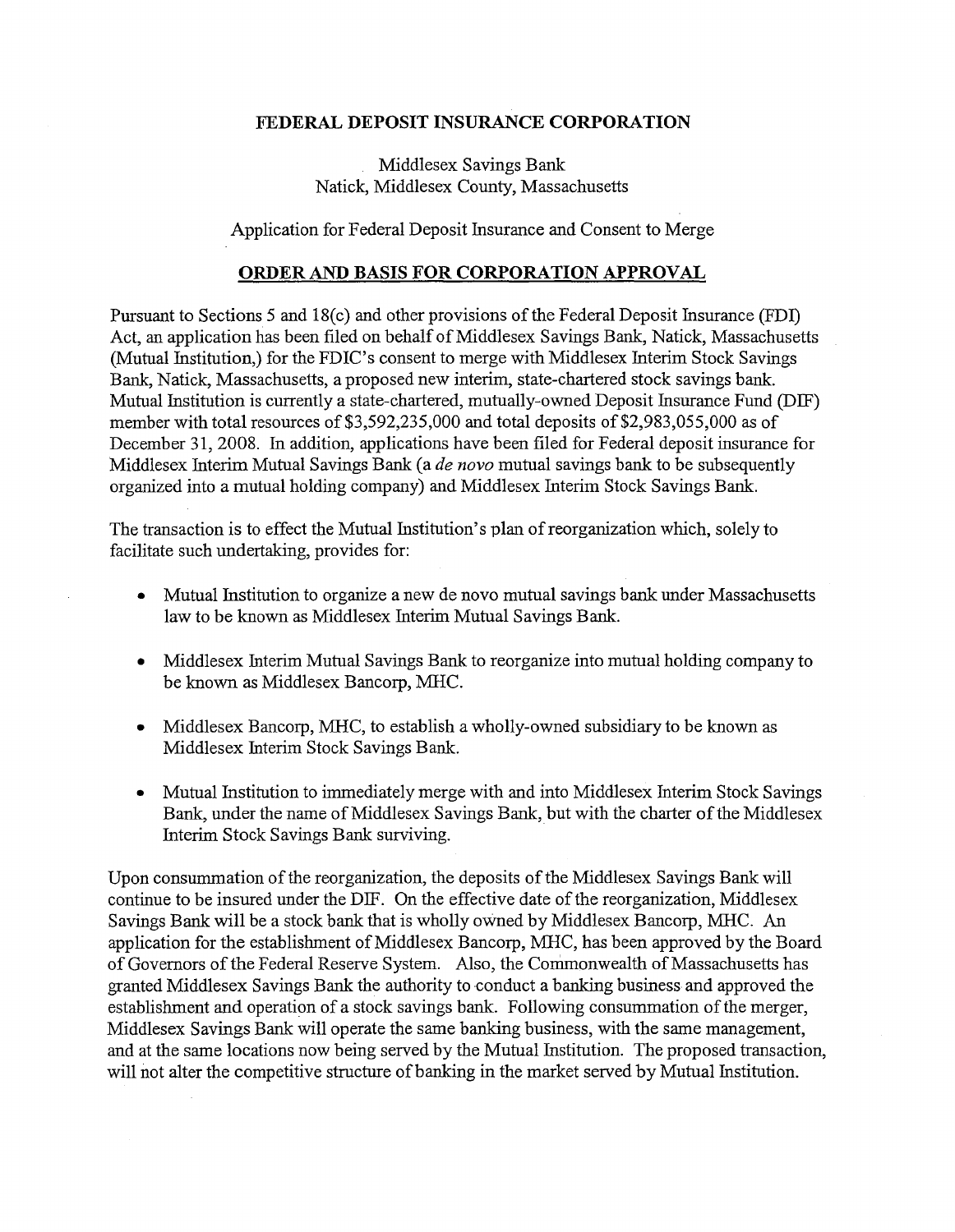**FEDERAL DEPOSIT INSURANCE CORPORATION**

Middlesex Savings Bank
Natick, Middlesex County, Massachusetts

Application for Federal Deposit Insurance and Consent to Merge

## ORDER AND BASIS FOR CORPORATION APPROVAL

Pursuant to Sections 5 and 18(c) and other provisions of the Federal Deposit Insurance (FDI) Act, an application has been filed on behalf of Middlesex Savings Bank, Natick, Massachusetts (Mutual Institution,) for the FDIC's consent to merge with Middlesex Interim Stock Savings Bank, Natick, Massachusetts, a proposed new interim, state-chartered stock savings bank. Mutual Institution is currently a state-chartered, mutually-owned Deposit Insurance Fund (DIF) member with total resources of $3,592,235,000 and total deposits of $2,983,055,000 as of December 31, 2008. In addition, applications have been filed for Federal deposit insurance for Middlesex Interim Mutual Savings Bank (a *de novo* mutual savings bank to be subsequently organized into a mutual holding company) and Middlesex Interim Stock Savings Bank.

The transaction is to effect the Mutual Institution's plan of reorganization which, solely to facilitate such undertaking, provides for:

- Mutual Institution to organize a new de novo mutual savings bank under Massachusetts law to be known as Middlesex Interim Mutual Savings Bank.
- Middlesex Interim Mutual Savings Bank to reorganize into mutual holding company to be known as Middlesex Bancorp, MHC.
- Middlesex Bancorp, MHC, to establish a wholly-owned subsidiary to be known as Middlesex Interim Stock Savings Bank.
- Mutual Institution to immediately merge with and into Middlesex Interim Stock Savings Bank, under the name of Middlesex Savings Bank, but with the charter of the Middlesex Interim Stock Savings Bank surviving.

Upon consummation of the reorganization, the deposits of the Middlesex Savings Bank will continue to be insured under the DIF. On the effective date of the reorganization, Middlesex Savings Bank will be a stock bank that is wholly owned by Middlesex Bancorp, MHC. An application for the establishment of Middlesex Bancorp, MHC, has been approved by the Board of Governors of the Federal Reserve System. Also, the Commonwealth of Massachusetts has granted Middlesex Savings Bank the authority to conduct a banking business and approved the establishment and operation of a stock savings bank. Following consummation of the merger, Middlesex Savings Bank will operate the same banking business, with the same management, and at the same locations now being served by the Mutual Institution. The proposed transaction, will not alter the competitive structure of banking in the market served by Mutual Institution.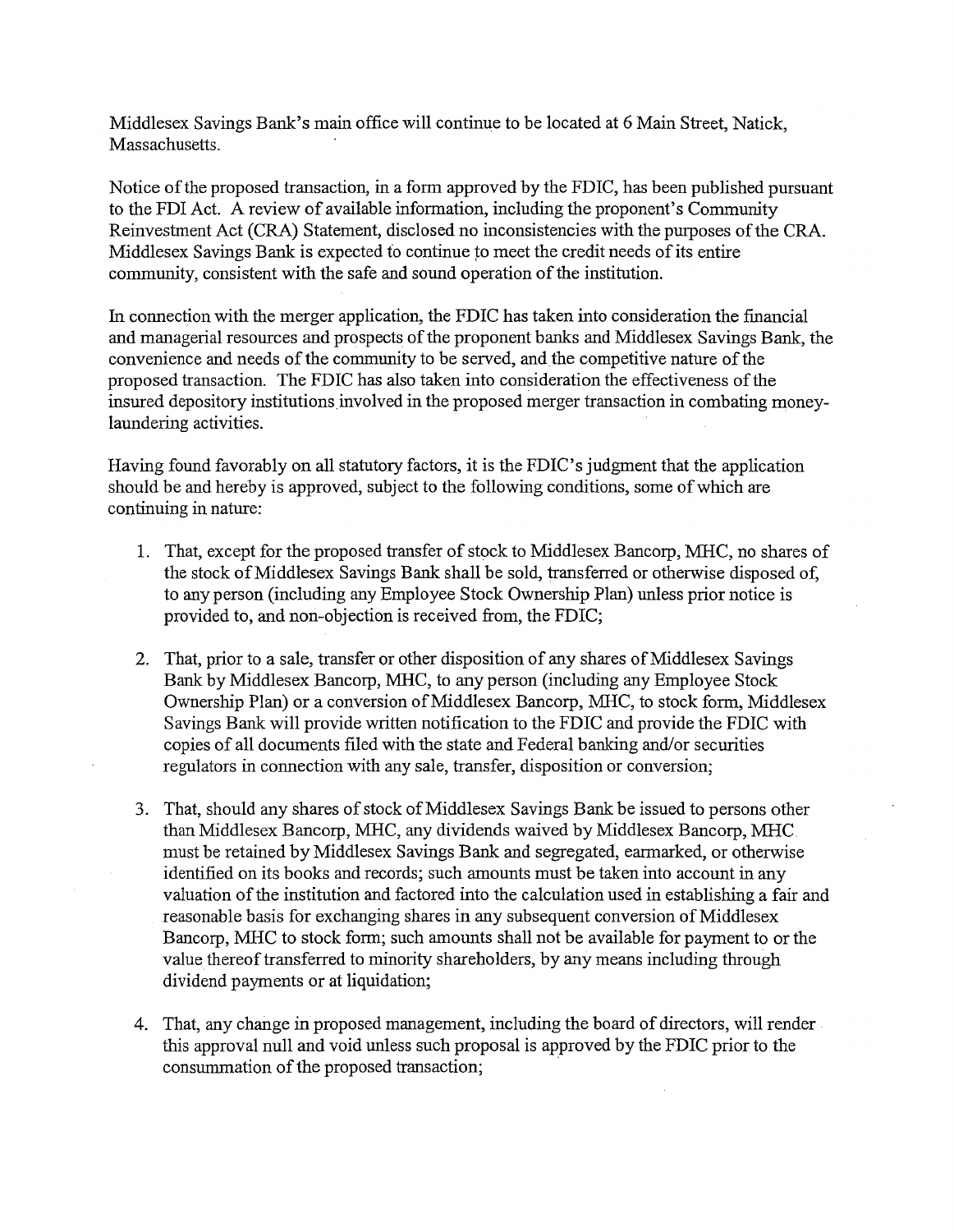Middlesex Savings Bank's main office will continue to be located at 6 Main Street, Natick, Massachusetts.

Notice of the proposed transaction, in a form approved by the FDIC, has been published pursuant to the FDI Act. A review of available information, including the proponent's Community Reinvestment Act (CRA) Statement, disclosed no inconsistencies with the purposes of the CRA. Middlesex Savings Bank is expected to continue to meet the credit needs of its entire community, consistent with the safe and sound operation of the institution.

In connection with the merger application, the FDIC has taken into consideration the financial and managerial resources and prospects of the proponent banks and Middlesex Savings Bank, the convenience and needs of the community to be served, and the competitive nature of the proposed transaction. The FDIC has also taken into consideration the effectiveness of the insured depository institutions involved in the proposed merger transaction in combating money-laundering activities.

Having found favorably on all statutory factors, it is the FDIC's judgment that the application should be and hereby is approved, subject to the following conditions, some of which are continuing in nature:

1. That, except for the proposed transfer of stock to Middlesex Bancorp, MHC, no shares of the stock of Middlesex Savings Bank shall be sold, transferred or otherwise disposed of, to any person (including any Employee Stock Ownership Plan) unless prior notice is provided to, and non-objection is received from, the FDIC;

2. That, prior to a sale, transfer or other disposition of any shares of Middlesex Savings Bank by Middlesex Bancorp, MHC, to any person (including any Employee Stock Ownership Plan) or a conversion of Middlesex Bancorp, MHC, to stock form, Middlesex Savings Bank will provide written notification to the FDIC and provide the FDIC with copies of all documents filed with the state and Federal banking and/or securities regulators in connection with any sale, transfer, disposition or conversion;

3. That, should any shares of stock of Middlesex Savings Bank be issued to persons other than Middlesex Bancorp, MHC, any dividends waived by Middlesex Bancorp, MHC must be retained by Middlesex Savings Bank and segregated, earmarked, or otherwise identified on its books and records; such amounts must be taken into account in any valuation of the institution and factored into the calculation used in establishing a fair and reasonable basis for exchanging shares in any subsequent conversion of Middlesex Bancorp, MHC to stock form; such amounts shall not be available for payment to or the value thereof transferred to minority shareholders, by any means including through dividend payments or at liquidation;

4. That, any change in proposed management, including the board of directors, will render this approval null and void unless such proposal is approved by the FDIC prior to the consummation of the proposed transaction;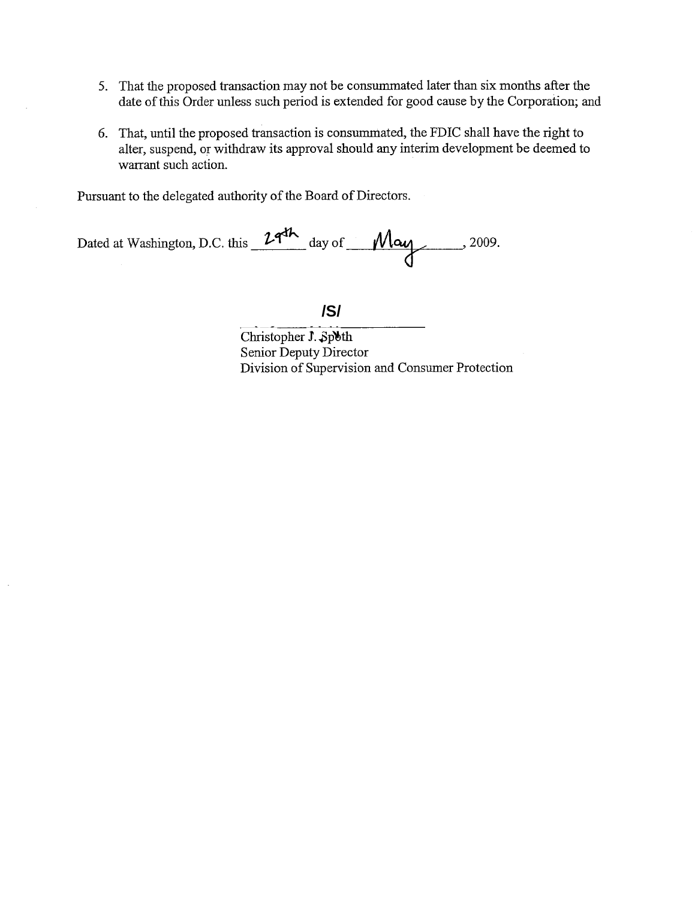5. That the proposed transaction may not be consummated later than six months after the date of this Order unless such period is extended for good cause by the Corporation; and

6. That, until the proposed transaction is consummated, the FDIC shall have the right to alter, suspend, or withdraw its approval should any interim development be deemed to warrant such action.

Pursuant to the delegated authority of the Board of Directors.

Dated at Washington, D.C. this 29th day of May, 2009.

/S/

Christopher J. Spoth
Senior Deputy Director
Division of Supervision and Consumer Protection